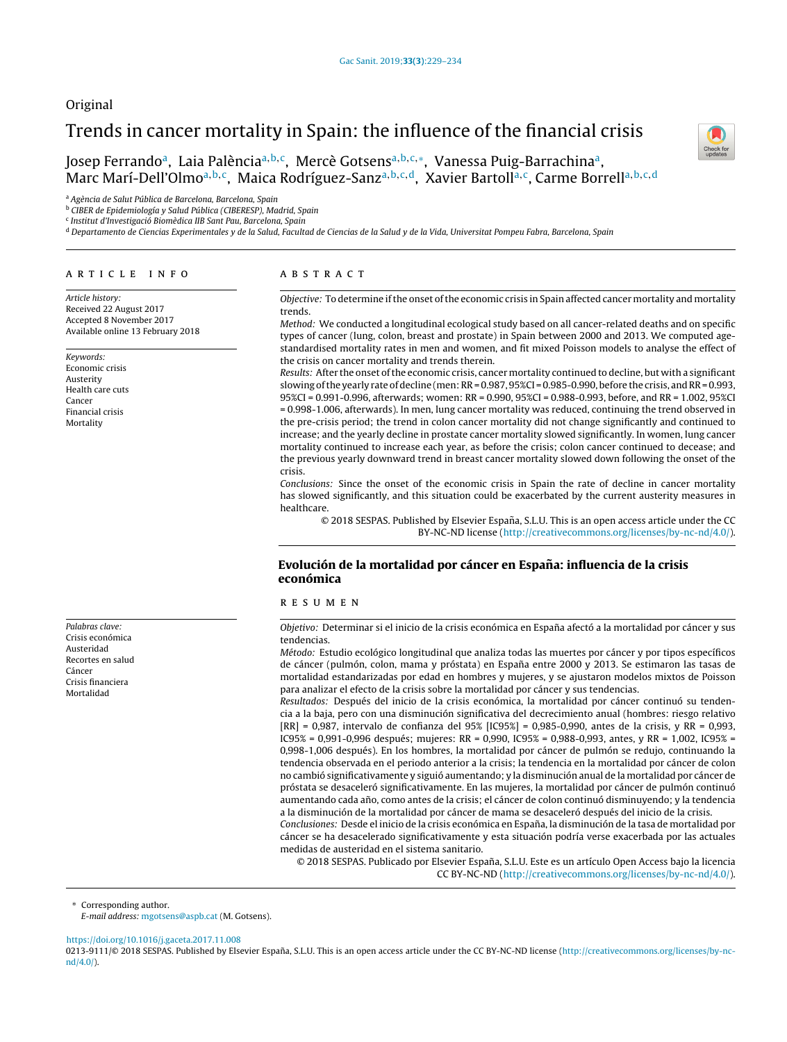Original

# Trends in cancer mortality in Spain: the influence of the financial crisis

Josep Ferrando[a], Laia Palència[a,b,c], Mercè Gotsens[a,b,c,*], Vanessa Puig-Barrachina[a], Marc Marí-Dell'Olmo[a,b,c], Maica Rodríguez-Sanz[a,b,c,d], Xavier Bartoll[a,c], Carme Borrell[a,b,c,d]

[a] Agència de Salut Pública de Barcelona, Barcelona, Spain
[b] CIBER de Epidemiología y Salud Pública (CIBERESP), Madrid, Spain
[c] Institut d'Investigació Biomèdica IIB Sant Pau, Barcelona, Spain
[d] Departamento de Ciencias Experimentales y de la Salud, Facultad de Ciencias de la Salud y de la Vida, Universitat Pompeu Fabra, Barcelona, Spain

## ARTICLE INFO

*Article history:*
Received 22 August 2017
Accepted 8 November 2017
Available online 13 February 2018

*Keywords:*
Economic crisis
Austerity
Health care cuts
Cancer
Financial crisis
Mortality

## ABSTRACT

*Objective:* To determine if the onset of the economic crisis in Spain affected cancer mortality and mortality trends.

*Method:* We conducted a longitudinal ecological study based on all cancer-related deaths and on specific types of cancer (lung, colon, breast and prostate) in Spain between 2000 and 2013. We computed age-standardised mortality rates in men and women, and fit mixed Poisson models to analyse the effect of the crisis on cancer mortality and trends therein.

*Results:* After the onset of the economic crisis, cancer mortality continued to decline, but with a significant slowing of the yearly rate of decline (men: RR = 0.987, 95%CI = 0.985-0.990, before the crisis, and RR = 0.993, 95%CI = 0.991-0.996, afterwards; women: RR = 0.990, 95%CI = 0.988-0.993, before, and RR = 1.002, 95%CI = 0.998-1.006, afterwards). In men, lung cancer mortality was reduced, continuing the trend observed in the pre-crisis period; the trend in colon cancer mortality did not change significantly and continued to increase; and the yearly decline in prostate cancer mortality slowed significantly. In women, lung cancer mortality continued to increase each year, as before the crisis; colon cancer continued to decease; and the previous yearly downward trend in breast cancer mortality slowed down following the onset of the crisis.

*Conclusions:* Since the onset of the economic crisis in Spain the rate of decline in cancer mortality has slowed significantly, and this situation could be exacerbated by the current austerity measures in healthcare.

© 2018 SESPAS. Published by Elsevier España, S.L.U. This is an open access article under the CC BY-NC-ND license (http://creativecommons.org/licenses/by-nc-nd/4.0/).

## Evolución de la mortalidad por cáncer en España: influencia de la crisis económica

*Palabras clave:*
Crisis económica
Austeridad
Recortes en salud
Cáncer
Crisis financiera
Mortalidad

## RESUMEN

*Objetivo:* Determinar si el inicio de la crisis económica en España afectó a la mortalidad por cáncer y sus tendencias.

*Método:* Estudio ecológico longitudinal que analiza todas las muertes por cáncer y por tipos específicos de cáncer (pulmón, colon, mama y próstata) en España entre 2000 y 2013. Se estimaron las tasas de mortalidad estandarizadas por edad en hombres y mujeres, y se ajustaron modelos mixtos de Poisson para analizar el efecto de la crisis sobre la mortalidad por cáncer y sus tendencias.

*Resultados:* Después del inicio de la crisis económica, la mortalidad por cáncer continuó su tendencia a la baja, pero con una disminución significativa del decrecimiento anual (hombres: riesgo relativo [RR] = 0,987, intervalo de confianza del 95% [IC95%] = 0,985-0,990, antes de la crisis, y RR = 0,993, IC95% = 0,991-0,996 después; mujeres: RR = 0,990, IC95% = 0,988-0,993, antes, y RR = 1,002, IC95% = 0,998-1,006 después). En los hombres, la mortalidad por cáncer de pulmón se redujo, continuando la tendencia observada en el periodo anterior a la crisis; la tendencia en la mortalidad por cáncer de colon no cambió significativamente y siguió aumentando; y la disminución anual de la mortalidad por cáncer de próstata se desaceleró significativamente. En las mujeres, la mortalidad por cáncer de pulmón continuó aumentando cada año, como antes de la crisis; el cáncer de colon continuó disminuyendo; y la tendencia a la disminución de la mortalidad por cáncer de mama se desaceleró después del inicio de la crisis.

*Conclusiones:* Desde el inicio de la crisis económica en España, la disminución de la tasa de mortalidad por cáncer se ha desacelerado significativamente y esta situación podría verse exacerbada por las actuales medidas de austeridad en el sistema sanitario.

© 2018 SESPAS. Publicado por Elsevier España, S.L.U. Este es un artículo Open Access bajo la licencia CC BY-NC-ND (http://creativecommons.org/licenses/by-nc-nd/4.0/).

\* Corresponding author.
*E-mail address:* mgotsens@aspb.cat (M. Gotsens).

https://doi.org/10.1016/j.gaceta.2017.11.008
0213-9111/© 2018 SESPAS. Published by Elsevier España, S.L.U. This is an open access article under the CC BY-NC-ND license (http://creativecommons.org/licenses/by-nc-nd/4.0/).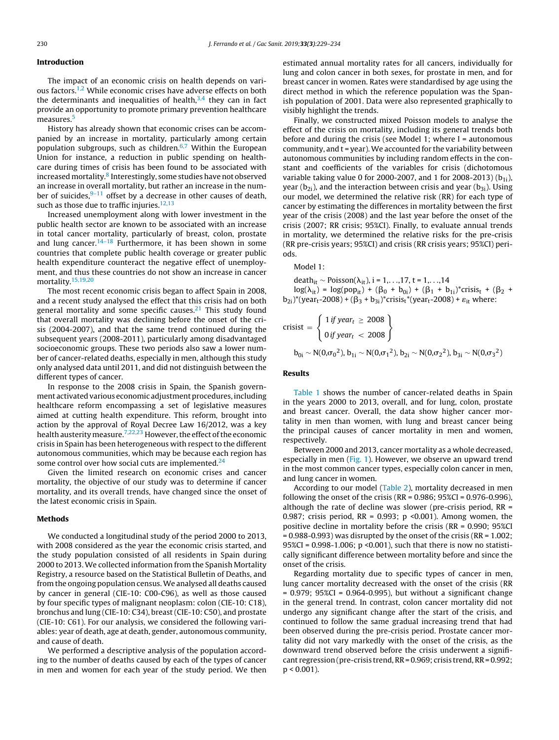## Introduction

The impact of an economic crisis on health depends on various factors.[1,2] While economic crises have adverse effects on both the determinants and inequalities of health,[3,4] they can in fact provide an opportunity to promote primary prevention healthcare measures.[5]

History has already shown that economic crises can be accompanied by an increase in mortality, particularly among certain population subgroups, such as children.[6,7] Within the European Union for instance, a reduction in public spending on healthcare during times of crisis has been found to be associated with increased mortality.[8] Interestingly, some studies have not observed an increase in overall mortality, but rather an increase in the number of suicides,[9–11] offset by a decrease in other causes of death, such as those due to traffic injuries.[12,13]

Increased unemployment along with lower investment in the public health sector are known to be associated with an increase in total cancer mortality, particularly of breast, colon, prostate and lung cancer.[14–18] Furthermore, it has been shown in some countries that complete public health coverage or greater public health expenditure counteract the negative effect of unemployment, and thus these countries do not show an increase in cancer mortality.[15,19,20]

The most recent economic crisis began to affect Spain in 2008, and a recent study analysed the effect that this crisis had on both general mortality and some specific causes.[21] This study found that overall mortality was declining before the onset of the crisis (2004-2007), and that the same trend continued during the subsequent years (2008-2011), particularly among disadvantaged socioeconomic groups. These two periods also saw a lower number of cancer-related deaths, especially in men, although this study only analysed data until 2011, and did not distinguish between the different types of cancer.

In response to the 2008 crisis in Spain, the Spanish government activated various economic adjustment procedures, including healthcare reform encompassing a set of legislative measures aimed at cutting health expenditure. This reform, brought into action by the approval of Royal Decree Law 16/2012, was a key health austerity measure.[7,22,23] However, the effect of the economic crisis in Spain has been heterogeneous with respect to the different autonomous communities, which may be because each region has some control over how social cuts are implemented.[24]

Given the limited research on economic crises and cancer mortality, the objective of our study was to determine if cancer mortality, and its overall trends, have changed since the onset of the latest economic crisis in Spain.

## Methods

We conducted a longitudinal study of the period 2000 to 2013, with 2008 considered as the year the economic crisis started, and the study population consisted of all residents in Spain during 2000 to 2013. We collected information from the Spanish Mortality Registry, a resource based on the Statistical Bulletin of Deaths, and from the ongoing population census. We analysed all deaths caused by cancer in general (CIE-10: C00-C96), as well as those caused by four specific types of malignant neoplasm: colon (CIE-10: C18), bronchus and lung (CIE-10: C34), breast (CIE-10: C50), and prostate (CIE-10: C61). For our analysis, we considered the following variables: year of death, age at death, gender, autonomous community, and cause of death.

We performed a descriptive analysis of the population according to the number of deaths caused by each of the types of cancer in men and women for each year of the study period. We then estimated annual mortality rates for all cancers, individually for lung and colon cancer in both sexes, for prostate in men, and for breast cancer in women. Rates were standardised by age using the direct method in which the reference population was the Spanish population of 2001. Data were also represented graphically to visibly highlight the trends.

Finally, we constructed mixed Poisson models to analyse the effect of the crisis on mortality, including its general trends both before and during the crisis (see Model 1; where I = autonomous community, and t = year). We accounted for the variability between autonomous communities by including random effects in the constant and coefficients of the variables for crisis (dichotomous variable taking value 0 for 2000-2007, and 1 for 2008-2013) ($b_{1i}$), year ($b_{2i}$), and the interaction between crisis and year ($b_{3i}$). Using our model, we determined the relative risk (RR) for each type of cancer by estimating the differences in mortality between the first year of the crisis (2008) and the last year before the onset of the crisis (2007; RR crisis; 95%CI). Finally, to evaluate annual trends in mortality, we determined the relative risks for the pre-crisis (RR pre-crisis years; 95%CI) and crisis (RR crisis years; 95%CI) periods.

Model 1:

$death_{it} \sim Poisson(\lambda_{it})$, i = 1,. . .,17, t = 1,. . .,14

$\log(\lambda_{it}) = \log(pop_{it}) + (\beta_0 + b_{0i}) + (\beta_1 + b_{1i})^{*}crisis_t + (\beta_2 + b_{2i})^{*}(year_t\text{-}2008) + (\beta_3 + b_{3i})^{*}crisis_t^{*}(year_t\text{-}2008) + \varepsilon_{it}$ where:

$$crisis_t = \left\{ \begin{array}{l} 1\ if\ year_t \geq 2008 \\ 0\ if\ year_t < 2008 \end{array} \right\}$$

$b_{0i} \sim N(0,\sigma_0{}^2)$, $b_{1i} \sim N(0,\sigma_1{}^2)$, $b_{2i} \sim N(0,\sigma_2{}^2)$, $b_{3i} \sim N(0,\sigma_3{}^2)$

## Results

Table 1 shows the number of cancer-related deaths in Spain in the years 2000 to 2013, overall, and for lung, colon, prostate and breast cancer. Overall, the data show higher cancer mortality in men than women, with lung and breast cancer being the principal causes of cancer mortality in men and women, respectively.

Between 2000 and 2013, cancer mortality as a whole decreased, especially in men (Fig. 1). However, we observe an upward trend in the most common cancer types, especially colon cancer in men, and lung cancer in women.

According to our model (Table 2), mortality decreased in men following the onset of the crisis (RR = 0.986; 95%CI = 0.976-0.996), although the rate of decline was slower (pre-crisis period, RR = 0.987; crisis period, RR = 0.993; p <0.001). Among women, the positive decline in mortality before the crisis (RR = 0.990; 95%CI = 0.988-0.993) was disrupted by the onset of the crisis (RR = 1.002; 95%CI = 0.998-1.006; p <0.001), such that there is now no statistically significant difference between mortality before and since the onset of the crisis.

Regarding mortality due to specific types of cancer in men, lung cancer mortality decreased with the onset of the crisis (RR = 0.979; 95%CI = 0.964-0.995), but without a significant change in the general trend. In contrast, colon cancer mortality did not undergo any significant change after the start of the crisis, and continued to follow the same gradual increasing trend that had been observed during the pre-crisis period. Prostate cancer mortality did not vary markedly with the onset of the crisis, as the downward trend observed before the crisis underwent a significant regression (pre-crisis trend, RR = 0.969; crisis trend, RR = 0.992; p < 0.001).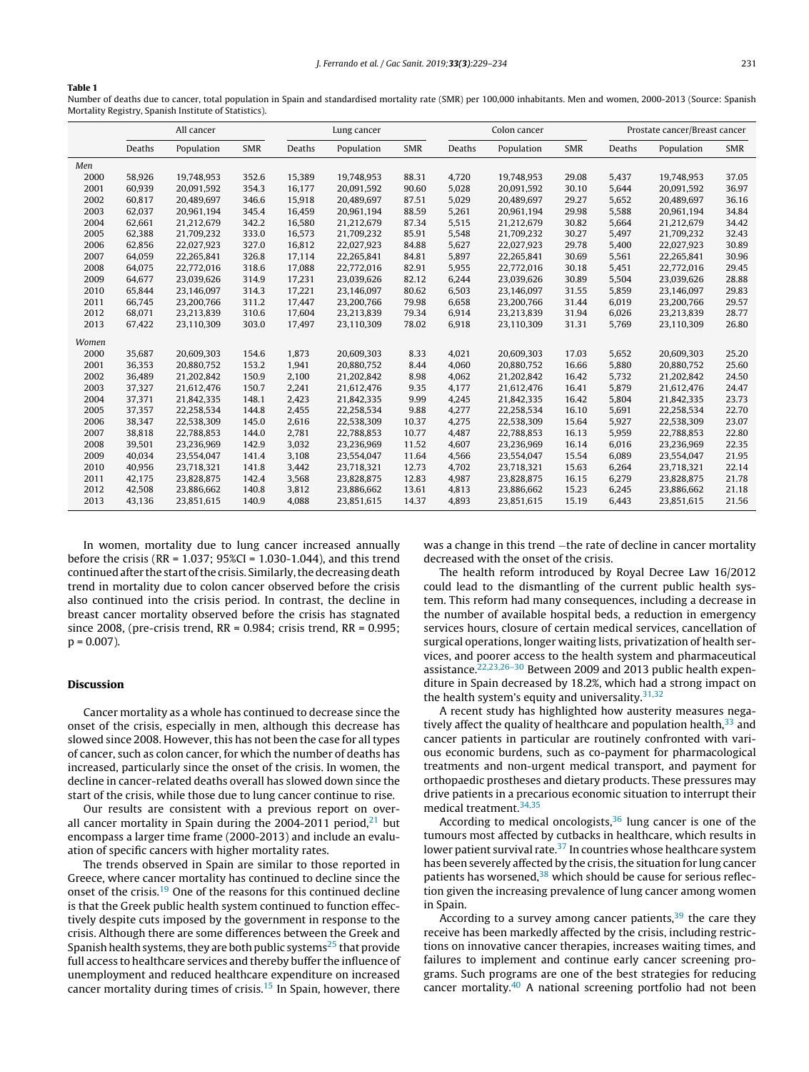**Table 1**
Number of deaths due to cancer, total population in Spain and standardised mortality rate (SMR) per 100,000 inhabitants. Men and women, 2000-2013 (Source: Spanish Mortality Registry, Spanish Institute of Statistics).

| | All cancer | | | Lung cancer | | | Colon cancer | | | Prostate cancer/Breast cancer | | |
|---|---|---|---|---|---|---|---|---|---|---|---|---|
| | Deaths | Population | SMR | Deaths | Population | SMR | Deaths | Population | SMR | Deaths | Population | SMR |
| *Men* | | | | | | | | | | | | |
| 2000 | 58,926 | 19,748,953 | 352.6 | 15,389 | 19,748,953 | 88.31 | 4,720 | 19,748,953 | 29.08 | 5,437 | 19,748,953 | 37.05 |
| 2001 | 60,939 | 20,091,592 | 354.3 | 16,177 | 20,091,592 | 90.60 | 5,028 | 20,091,592 | 30.10 | 5,644 | 20,091,592 | 36.97 |
| 2002 | 60,817 | 20,489,697 | 346.6 | 15,918 | 20,489,697 | 87.51 | 5,029 | 20,489,697 | 29.27 | 5,652 | 20,489,697 | 36.16 |
| 2003 | 62,037 | 20,961,194 | 345.4 | 16,459 | 20,961,194 | 88.59 | 5,261 | 20,961,194 | 29.98 | 5,588 | 20,961,194 | 34.84 |
| 2004 | 62,661 | 21,212,679 | 342.2 | 16,580 | 21,212,679 | 87.34 | 5,515 | 21,212,679 | 30.82 | 5,664 | 21,212,679 | 34.42 |
| 2005 | 62,388 | 21,709,232 | 333.0 | 16,573 | 21,709,232 | 85.91 | 5,548 | 21,709,232 | 30.27 | 5,497 | 21,709,232 | 32.43 |
| 2006 | 62,856 | 22,027,923 | 327.0 | 16,812 | 22,027,923 | 84.88 | 5,627 | 22,027,923 | 29.78 | 5,400 | 22,027,923 | 30.89 |
| 2007 | 64,059 | 22,265,841 | 326.8 | 17,114 | 22,265,841 | 84.81 | 5,897 | 22,265,841 | 30.69 | 5,561 | 22,265,841 | 30.96 |
| 2008 | 64,075 | 22,772,016 | 318.6 | 17,088 | 22,772,016 | 82.91 | 5,955 | 22,772,016 | 30.18 | 5,451 | 22,772,016 | 29.45 |
| 2009 | 64,677 | 23,039,626 | 314.9 | 17,231 | 23,039,626 | 82.12 | 6,244 | 23,039,626 | 30.89 | 5,504 | 23,039,626 | 28.88 |
| 2010 | 65,844 | 23,146,097 | 314.3 | 17,221 | 23,146,097 | 80.62 | 6,503 | 23,146,097 | 31.55 | 5,859 | 23,146,097 | 29.83 |
| 2011 | 66,745 | 23,200,766 | 311.2 | 17,447 | 23,200,766 | 79.98 | 6,658 | 23,200,766 | 31.44 | 6,019 | 23,200,766 | 29.57 |
| 2012 | 68,071 | 23,213,839 | 310.6 | 17,604 | 23,213,839 | 79.34 | 6,914 | 23,213,839 | 31.94 | 6,026 | 23,213,839 | 28.77 |
| 2013 | 67,422 | 23,110,309 | 303.0 | 17,497 | 23,110,309 | 78.02 | 6,918 | 23,110,309 | 31.31 | 5,769 | 23,110,309 | 26.80 |
| *Women* | | | | | | | | | | | | |
| 2000 | 35,687 | 20,609,303 | 154.6 | 1,873 | 20,609,303 | 8.33 | 4,021 | 20,609,303 | 17.03 | 5,652 | 20,609,303 | 25.20 |
| 2001 | 36,353 | 20,880,752 | 153.2 | 1,941 | 20,880,752 | 8.44 | 4,060 | 20,880,752 | 16.66 | 5,880 | 20,880,752 | 25.60 |
| 2002 | 36,489 | 21,202,842 | 150.9 | 2,100 | 21,202,842 | 8.98 | 4,062 | 21,202,842 | 16.42 | 5,732 | 21,202,842 | 24.50 |
| 2003 | 37,327 | 21,612,476 | 150.7 | 2,241 | 21,612,476 | 9.35 | 4,177 | 21,612,476 | 16.41 | 5,879 | 21,612,476 | 24.47 |
| 2004 | 37,371 | 21,842,335 | 148.1 | 2,423 | 21,842,335 | 9.99 | 4,245 | 21,842,335 | 16.42 | 5,804 | 21,842,335 | 23.73 |
| 2005 | 37,357 | 22,258,534 | 144.8 | 2,455 | 22,258,534 | 9.88 | 4,277 | 22,258,534 | 16.10 | 5,691 | 22,258,534 | 22.70 |
| 2006 | 38,347 | 22,538,309 | 145.0 | 2,616 | 22,538,309 | 10.37 | 4,275 | 22,538,309 | 15.64 | 5,927 | 22,538,309 | 23.07 |
| 2007 | 38,818 | 22,788,853 | 144.0 | 2,781 | 22,788,853 | 10.77 | 4,487 | 22,788,853 | 16.13 | 5,959 | 22,788,853 | 22.80 |
| 2008 | 39,501 | 23,236,969 | 142.9 | 3,032 | 23,236,969 | 11.52 | 4,607 | 23,236,969 | 16.14 | 6,016 | 23,236,969 | 22.35 |
| 2009 | 40,034 | 23,554,047 | 141.4 | 3,108 | 23,554,047 | 11.64 | 4,566 | 23,554,047 | 15.54 | 6,089 | 23,554,047 | 21.95 |
| 2010 | 40,956 | 23,718,321 | 141.8 | 3,442 | 23,718,321 | 12.73 | 4,702 | 23,718,321 | 15.63 | 6,264 | 23,718,321 | 22.14 |
| 2011 | 42,175 | 23,828,875 | 142.4 | 3,568 | 23,828,875 | 12.83 | 4,987 | 23,828,875 | 16.15 | 6,279 | 23,828,875 | 21.78 |
| 2012 | 42,508 | 23,886,662 | 140.8 | 3,812 | 23,886,662 | 13.61 | 4,813 | 23,886,662 | 15.23 | 6,245 | 23,886,662 | 21.18 |
| 2013 | 43,136 | 23,851,615 | 140.9 | 4,088 | 23,851,615 | 14.37 | 4,893 | 23,851,615 | 15.19 | 6,443 | 23,851,615 | 21.56 |

In women, mortality due to lung cancer increased annually before the crisis (RR = 1.037; 95%CI = 1.030-1.044), and this trend continued after the start of the crisis. Similarly, the decreasing death trend in mortality due to colon cancer observed before the crisis also continued into the crisis period. In contrast, the decline in breast cancer mortality observed before the crisis has stagnated since 2008, (pre-crisis trend, RR = 0.984; crisis trend, RR = 0.995; p = 0.007).

## Discussion

Cancer mortality as a whole has continued to decrease since the onset of the crisis, especially in men, although this decrease has slowed since 2008. However, this has not been the case for all types of cancer, such as colon cancer, for which the number of deaths has increased, particularly since the onset of the crisis. In women, the decline in cancer-related deaths overall has slowed down since the start of the crisis, while those due to lung cancer continue to rise.

Our results are consistent with a previous report on overall cancer mortality in Spain during the 2004-2011 period,[21] but encompass a larger time frame (2000-2013) and include an evaluation of specific cancers with higher mortality rates.

The trends observed in Spain are similar to those reported in Greece, where cancer mortality has continued to decline since the onset of the crisis.[19] One of the reasons for this continued decline is that the Greek public health system continued to function effectively despite cuts imposed by the government in response to the crisis. Although there are some differences between the Greek and Spanish health systems, they are both public systems[25] that provide full access to healthcare services and thereby buffer the influence of unemployment and reduced healthcare expenditure on increased cancer mortality during times of crisis.[15] In Spain, however, there was a change in this trend –the rate of decline in cancer mortality decreased with the onset of the crisis.

The health reform introduced by Royal Decree Law 16/2012 could lead to the dismantling of the current public health system. This reform had many consequences, including a decrease in the number of available hospital beds, a reduction in emergency services hours, closure of certain medical services, cancellation of surgical operations, longer waiting lists, privatization of health services, and poorer access to the health system and pharmaceutical assistance.[22,23,26–30] Between 2009 and 2013 public health expenditure in Spain decreased by 18.2%, which had a strong impact on the health system's equity and universality.[31,32]

A recent study has highlighted how austerity measures negatively affect the quality of healthcare and population health,[33] and cancer patients in particular are routinely confronted with various economic burdens, such as co-payment for pharmacological treatments and non-urgent medical transport, and payment for orthopaedic prostheses and dietary products. These pressures may drive patients in a precarious economic situation to interrupt their medical treatment.[34,35]

According to medical oncologists,[36] lung cancer is one of the tumours most affected by cutbacks in healthcare, which results in lower patient survival rate.[37] In countries whose healthcare system has been severely affected by the crisis, the situation for lung cancer patients has worsened,[38] which should be cause for serious reflection given the increasing prevalence of lung cancer among women in Spain.

According to a survey among cancer patients,[39] the care they receive has been markedly affected by the crisis, including restrictions on innovative cancer therapies, increases waiting times, and failures to implement and continue early cancer screening programs. Such programs are one of the best strategies for reducing cancer mortality.[40] A national screening portfolio had not been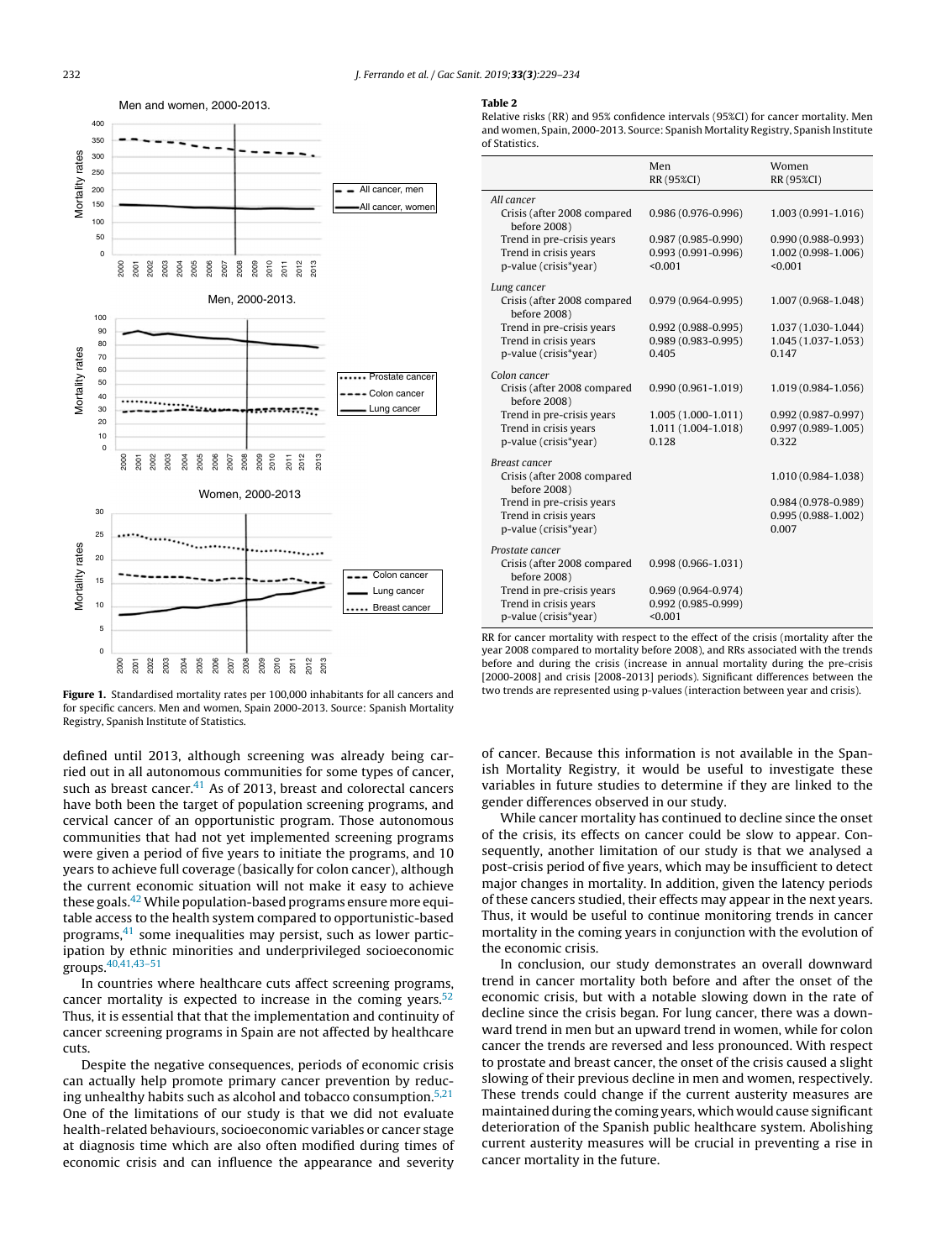**Table 2**

Relative risks (RR) and 95% confidence intervals (95%CI) for cancer mortality. Men and women, Spain, 2000-2013. Source: Spanish Mortality Registry, Spanish Institute of Statistics.

| | Men RR (95%CI) | Women RR (95%CI) |
|---|---|---|
| *All cancer* | | |
| Crisis (after 2008 compared before 2008) | 0.986 (0.976-0.996) | 1.003 (0.991-1.016) |
| Trend in pre-crisis years | 0.987 (0.985-0.990) | 0.990 (0.988-0.993) |
| Trend in crisis years | 0.993 (0.991-0.996) | 1.002 (0.998-1.006) |
| p-value (crisis*year) | <0.001 | <0.001 |
| *Lung cancer* | | |
| Crisis (after 2008 compared before 2008) | 0.979 (0.964-0.995) | 1.007 (0.968-1.048) |
| Trend in pre-crisis years | 0.992 (0.988-0.995) | 1.037 (1.030-1.044) |
| Trend in crisis years | 0.989 (0.983-0.995) | 1.045 (1.037-1.053) |
| p-value (crisis*year) | 0.405 | 0.147 |
| *Colon cancer* | | |
| Crisis (after 2008 compared before 2008) | 0.990 (0.961-1.019) | 1.019 (0.984-1.056) |
| Trend in pre-crisis years | 1.005 (1.000-1.011) | 0.992 (0.987-0.997) |
| Trend in crisis years | 1.011 (1.004-1.018) | 0.997 (0.989-1.005) |
| p-value (crisis*year) | 0.128 | 0.322 |
| *Breast cancer* | | |
| Crisis (after 2008 compared before 2008) | | 1.010 (0.984-1.038) |
| Trend in pre-crisis years | | 0.984 (0.978-0.989) |
| Trend in crisis years | | 0.995 (0.988-1.002) |
| p-value (crisis*year) | | 0.007 |
| *Prostate cancer* | | |
| Crisis (after 2008 compared before 2008) | 0.998 (0.966-1.031) | |
| Trend in pre-crisis years | 0.969 (0.964-0.974) | |
| Trend in crisis years | 0.992 (0.985-0.999) | |
| p-value (crisis*year) | <0.001 | |

RR for cancer mortality with respect to the effect of the crisis (mortality after the year 2008 compared to mortality before 2008), and RRs associated with the trends before and during the crisis (increase in annual mortality during the pre-crisis [2000-2008] and crisis [2008-2013] periods). Significant differences between the two trends are represented using p-values (interaction between year and crisis).

**Figure 1.** Standardised mortality rates per 100,000 inhabitants for all cancers and for specific cancers. Men and women, Spain 2000-2013. Source: Spanish Mortality Registry, Spanish Institute of Statistics.

defined until 2013, although screening was already being carried out in all autonomous communities for some types of cancer, such as breast cancer.[41] As of 2013, breast and colorectal cancers have both been the target of population screening programs, and cervical cancer of an opportunistic program. Those autonomous communities that had not yet implemented screening programs were given a period of five years to initiate the programs, and 10 years to achieve full coverage (basically for colon cancer), although the current economic situation will not make it easy to achieve these goals.[42] While population-based programs ensure more equitable access to the health system compared to opportunistic-based programs,[41] some inequalities may persist, such as lower participation by ethnic minorities and underprivileged socioeconomic groups.[40,41,43–51]

In countries where healthcare cuts affect screening programs, cancer mortality is expected to increase in the coming years.[52] Thus, it is essential that that the implementation and continuity of cancer screening programs in Spain are not affected by healthcare cuts.

Despite the negative consequences, periods of economic crisis can actually help promote primary cancer prevention by reducing unhealthy habits such as alcohol and tobacco consumption.[5,21] One of the limitations of our study is that we did not evaluate health-related behaviours, socioeconomic variables or cancer stage at diagnosis time which are also often modified during times of economic crisis and can influence the appearance and severity of cancer. Because this information is not available in the Spanish Mortality Registry, it would be useful to investigate these variables in future studies to determine if they are linked to the gender differences observed in our study.

While cancer mortality has continued to decline since the onset of the crisis, its effects on cancer could be slow to appear. Consequently, another limitation of our study is that we analysed a post-crisis period of five years, which may be insufficient to detect major changes in mortality. In addition, given the latency periods of these cancers studied, their effects may appear in the next years. Thus, it would be useful to continue monitoring trends in cancer mortality in the coming years in conjunction with the evolution of the economic crisis.

In conclusion, our study demonstrates an overall downward trend in cancer mortality both before and after the onset of the economic crisis, but with a notable slowing down in the rate of decline since the crisis began. For lung cancer, there was a downward trend in men but an upward trend in women, while for colon cancer the trends are reversed and less pronounced. With respect to prostate and breast cancer, the onset of the crisis caused a slight slowing of their previous decline in men and women, respectively. These trends could change if the current austerity measures are maintained during the coming years, which would cause significant deterioration of the Spanish public healthcare system. Abolishing current austerity measures will be crucial in preventing a rise in cancer mortality in the future.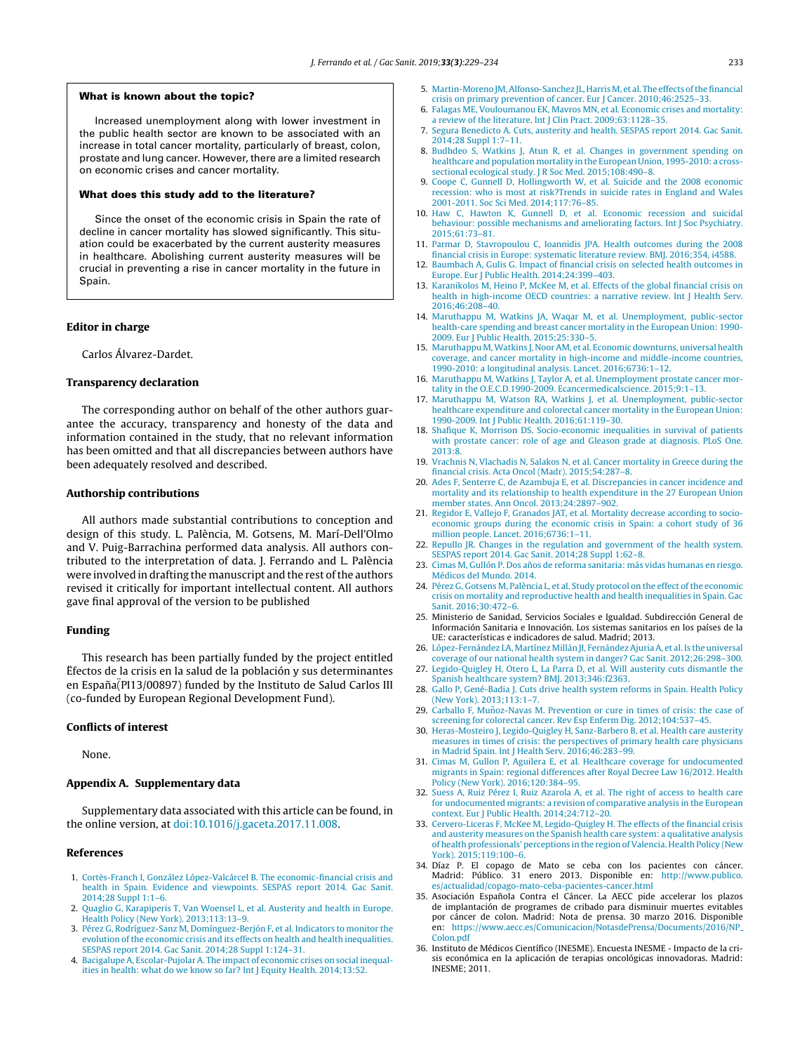**What is known about the topic?**

Increased unemployment along with lower investment in the public health sector are known to be associated with an increase in total cancer mortality, particularly of breast, colon, prostate and lung cancer. However, there are a limited research on economic crises and cancer mortality.

**What does this study add to the literature?**

Since the onset of the economic crisis in Spain the rate of decline in cancer mortality has slowed significantly. This situation could be exacerbated by the current austerity measures in healthcare. Abolishing current austerity measures will be crucial in preventing a rise in cancer mortality in the future in Spain.

## Editor in charge

Carlos Álvarez-Dardet.

## Transparency declaration

The corresponding author on behalf of the other authors guarantee the accuracy, transparency and honesty of the data and information contained in the study, that no relevant information has been omitted and that all discrepancies between authors have been adequately resolved and described.

## Authorship contributions

All authors made substantial contributions to conception and design of this study. L. Palència, M. Gotsens, M. Marí-Dell'Olmo and V. Puig-Barrachina performed data analysis. All authors contributed to the interpretation of data. J. Ferrando and L. Palència were involved in drafting the manuscript and the rest of the authors revised it critically for important intellectual content. All authors gave final approval of the version to be published

## Funding

This research has been partially funded by the project entitled Ëfectos de la crisis en la salud de la población y sus determinantes en España(PI13/00897) funded by the Instituto de Salud Carlos III (co-funded by European Regional Development Fund).

## Conflicts of interest

None.

## Appendix A. Supplementary data

Supplementary data associated with this article can be found, in the online version, at doi:10.1016/j.gaceta.2017.11.008.

## References

1. Cortès-Franch I, González López-Valcárcel B. The economic-financial crisis and health in Spain. Evidence and viewpoints. SESPAS report 2014. Gac Sanit. 2014;28 Suppl 1:1–6.
2. Quaglio G, Karapiperis T, Van Woensel L, et al. Austerity and health in Europe. Health Policy (New York). 2013;113:13–9.
3. Pérez G, Rodríguez-Sanz M, Domínguez-Berjón F, et al. Indicators to monitor the evolution of the economic crisis and its effects on health and health inequalities. SESPAS report 2014. Gac Sanit. 2014;28 Suppl 1:124–31.
4. Bacigalupe A, Escolar-Pujolar A. The impact of economic crises on social inequalities in health: what do we know so far? Int J Equity Health. 2014;13:52.
5. Martin-Moreno JM, Alfonso-Sanchez JL, Harris M, et al. The effects of the financial crisis on primary prevention of cancer. Eur J Cancer. 2010;46:2525–33.
6. Falagas ME, Vouloumanou EK, Mavros MN, et al. Economic crises and mortality: a review of the literature. Int J Clin Pract. 2009;63:1128–35.
7. Segura Benedicto A. Cuts, austerity and health. SESPAS report 2014. Gac Sanit. 2014;28 Suppl 1:7–11.
8. Budhdeo S, Watkins J, Atun R, et al. Changes in government spending on healthcare and population mortality in the European Union, 1995-2010: a cross-sectional ecological study. J R Soc Med. 2015;108:490–8.
9. Coope C, Gunnell D, Hollingworth W, et al. Suicide and the 2008 economic recession: who is most at risk?Trends in suicide rates in England and Wales 2001-2011. Soc Sci Med. 2014;117:76–85.
10. Haw C, Hawton K, Gunnell D, et al. Economic recession and suicidal behaviour: possible mechanisms and ameliorating factors. Int J Soc Psychiatry. 2015;61:73–81.
11. Parmar D, Stavropoulou C, Ioannidis JPA. Health outcomes during the 2008 financial crisis in Europe: systematic literature review. BMJ. 2016;354, i4588.
12. Baumbach A, Gulis G. Impact of financial crisis on selected health outcomes in Europe. Eur J Public Health. 2014;24:399–403.
13. Karanikolos M, Heino P, McKee M, et al. Effects of the global financial crisis on health in high-income OECD countries: a narrative review. Int J Health Serv. 2016;46:208–40.
14. Maruthappu M, Watkins JA, Waqar M, et al. Unemployment, public-sector health-care spending and breast cancer mortality in the European Union: 1990-2009. Eur J Public Health. 2015;25:330–5.
15. Maruthappu M, Watkins J, Noor AM, et al. Economic downturns, universal health coverage, and cancer mortality in high-income and middle-income countries, 1990-2010: a longitudinal analysis. Lancet. 2016;6736:1–12.
16. Maruthappu M, Watkins J, Taylor A, et al. Unemployment prostate cancer mortality in the O.E.C.D.1990-2009. Ecancermedicalscience. 2015;9:1–13.
17. Maruthappu M, Watson RA, Watkins J, et al. Unemployment, public-sector healthcare expenditure and colorectal cancer mortality in the European Union: 1990-2009. Int J Public Health. 2016;61:119–30.
18. Shafique K, Morrison DS. Socio-economic inequalities in survival of patients with prostate cancer: role of age and Gleason grade at diagnosis. PLoS One. 2013:8.
19. Vrachnis N, Vlachadis N, Salakos N, et al. Cancer mortality in Greece during the financial crisis. Acta Oncol (Madr). 2015;54:287–8.
20. Ades F, Senterre C, de Azambuja E, et al. Discrepancies in cancer incidence and mortality and its relationship to health expenditure in the 27 European Union member states. Ann Oncol. 2013;24:2897–902.
21. Regidor E, Vallejo F, Granados JAT, et al. Mortality decrease according to socioeconomic groups during the economic crisis in Spain: a cohort study of 36 million people. Lancet. 2016;6736:1–11.
22. Repullo JR. Changes in the regulation and government of the health system. SESPAS report 2014. Gac Sanit. 2014;28 Suppl 1:62–8.
23. Cimas M, Gullón P. Dos años de reforma sanitaria: más vidas humanas en riesgo. Médicos del Mundo. 2014.
24. Pérez G, Gotsens M, Palència L, et al. Study protocol on the effect of the economic crisis on mortality and reproductive health and health inequalities in Spain. Gac Sanit. 2016;30:472–6.
25. Ministerio de Sanidad, Servicios Sociales e Igualdad. Subdirección General de Información Sanitaria e Innovación. Los sistemas sanitarios en los países de la UE: características e indicadores de salud. Madrid; 2013.
26. López-Fernández LA, Martínez Millán JI, Fernández Ajuria A, et al. Is the universal coverage of our national health system in danger? Gac Sanit. 2012;26:298–300.
27. Legido-Quigley H, Otero L, La Parra D, et al. Will austerity cuts dismantle the Spanish healthcare system? BMJ. 2013;346:f2363.
28. Gallo P, Gené-Badia J. Cuts drive health system reforms in Spain. Health Policy (New York). 2013;113:1–7.
29. Carballo F, Muñoz-Navas M. Prevention or cure in times of crisis: the case of screening for colorectal cancer. Rev Esp Enferm Dig. 2012;104:537–45.
30. Heras-Mosteiro J, Legido-Quigley H, Sanz-Barbero B, et al. Health care austerity measures in times of crisis: the perspectives of primary health care physicians in Madrid Spain. Int J Health Serv. 2016;46:283–99.
31. Cimas M, Gullon P, Aguilera E, et al. Healthcare coverage for undocumented migrants in Spain: regional differences after Royal Decree Law 16/2012. Health Policy (New York). 2016;120:384–95.
32. Suess A, Ruiz Pérez I, Ruiz Azarola A, et al. The right of access to health care for undocumented migrants: a revision of comparative analysis in the European context. Eur J Public Health. 2014;24:712–20.
33. Cervero-Liceras F, McKee M, Legido-Quigley H. The effects of the financial crisis and austerity measures on the Spanish health care system: a qualitative analysis of health professionals' perceptions in the region of Valencia. Health Policy (New York). 2015;119:100–6.
34. Díaz P. El copago de Mato se ceba con los pacientes con cáncer. Madrid: Público. 31 enero 2013. Disponible en: http://www.publico.es/actualidad/copago-mato-ceba-pacientes-cancer.html
35. Asociación Española Contra el Cáncer. La AECC pide accelerar los plazos de implantación de programes de cribado para disminuir muertes evitables por cáncer de colon. Madrid: Nota de prensa. 30 marzo 2016. Disponible en: https://www.aecc.es/Comunicacion/NotasdePrensa/Documents/2016/NP_Colon.pdf
36. Instituto de Médicos Científico (INESME). Encuesta INESME - Impacto de la crisis económica en la aplicación de terapias oncológicas innovadoras. Madrid: INESME; 2011.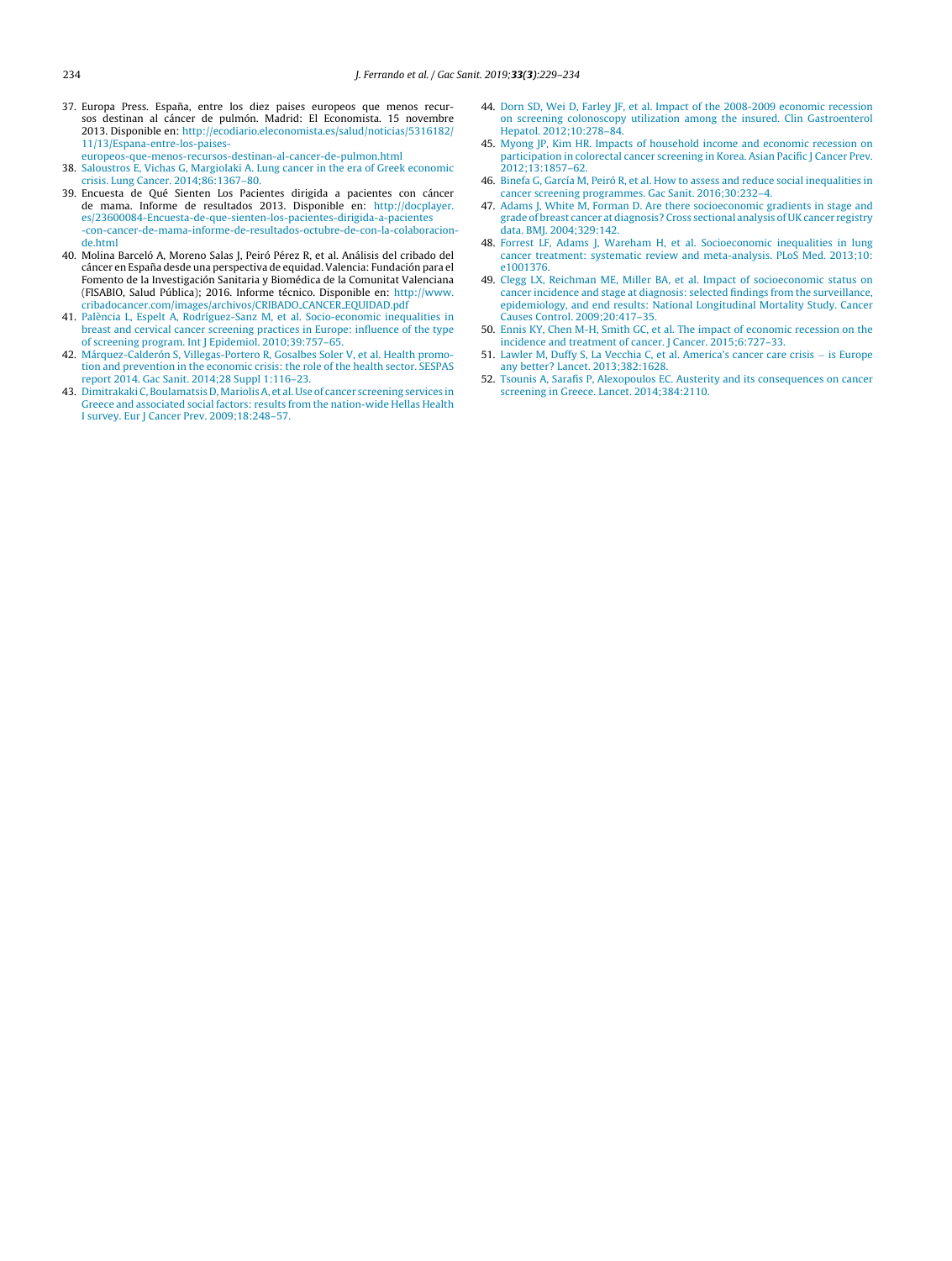37. Europa Press. España, entre los diez paises europeos que menos recursos destinan al cáncer de pulmón. Madrid: El Economista. 15 novembre 2013. Disponible en: http://ecodiario.eleconomista.es/salud/noticias/5316182/11/13/Espana-entre-los-paises-europeos-que-menos-recursos-destinan-al-cancer-de-pulmon.html
38. Saloustros E, Vichas G, Margiolaki A. Lung cancer in the era of Greek economic crisis. Lung Cancer. 2014;86:1367–80.
39. Encuesta de Qué Sienten Los Pacientes dirigida a pacientes con cáncer de mama. Informe de resultados 2013. Disponible en: http://docplayer.es/23600084-Encuesta-de-que-sienten-los-pacientes-dirigida-a-pacientes-con-cancer-de-mama-informe-de-resultados-octubre-de-con-la-colaboracion-de.html
40. Molina Barceló A, Moreno Salas J, Peiró Pérez R, et al. Análisis del cribado del cáncer en España desde una perspectiva de equidad. Valencia: Fundación para el Fomento de la Investigación Sanitaria y Biomédica de la Comunitat Valenciana (FISABIO, Salud Pública); 2016. Informe técnico. Disponible en: http://www.cribadocancer.com/images/archivos/CRIBADO_CANCER_EQUIDAD.pdf
41. Palència L, Espelt A, Rodríguez-Sanz M, et al. Socio-economic inequalities in breast and cervical cancer screening practices in Europe: influence of the type of screening program. Int J Epidemiol. 2010;39:757–65.
42. Márquez-Calderón S, Villegas-Portero R, Gosalbes Soler V, et al. Health promotion and prevention in the economic crisis: the role of the health sector. SESPAS report 2014. Gac Sanit. 2014;28 Suppl 1:116–23.
43. Dimitrakaki C, Boulamatsis D, Mariolis A, et al. Use of cancer screening services in Greece and associated social factors: results from the nation-wide Hellas Health I survey. Eur J Cancer Prev. 2009;18:248–57.
44. Dorn SD, Wei D, Farley JF, et al. Impact of the 2008-2009 economic recession on screening colonoscopy utilization among the insured. Clin Gastroenterol Hepatol. 2012;10:278–84.
45. Myong JP, Kim HR. Impacts of household income and economic recession on participation in colorectal cancer screening in Korea. Asian Pacific J Cancer Prev. 2012;13:1857–62.
46. Binefa G, García M, Peiró R, et al. How to assess and reduce social inequalities in cancer screening programmes. Gac Sanit. 2016;30:232–4.
47. Adams J, White M, Forman D. Are there socioeconomic gradients in stage and grade of breast cancer at diagnosis? Cross sectional analysis of UK cancer registry data. BMJ. 2004;329:142.
48. Forrest LF, Adams J, Wareham H, et al. Socioeconomic inequalities in lung cancer treatment: systematic review and meta-analysis. PLoS Med. 2013;10:e1001376.
49. Clegg LX, Reichman ME, Miller BA, et al. Impact of socioeconomic status on cancer incidence and stage at diagnosis: selected findings from the surveillance, epidemiology, and end results: National Longitudinal Mortality Study. Cancer Causes Control. 2009;20:417–35.
50. Ennis KY, Chen M-H, Smith GC, et al. The impact of economic recession on the incidence and treatment of cancer. J Cancer. 2015;6:727–33.
51. Lawler M, Duffy S, La Vecchia C, et al. America's cancer care crisis — is Europe any better? Lancet. 2013;382:1628.
52. Tsounis A, Sarafis P, Alexopoulos EC. Austerity and its consequences on cancer screening in Greece. Lancet. 2014;384:2110.